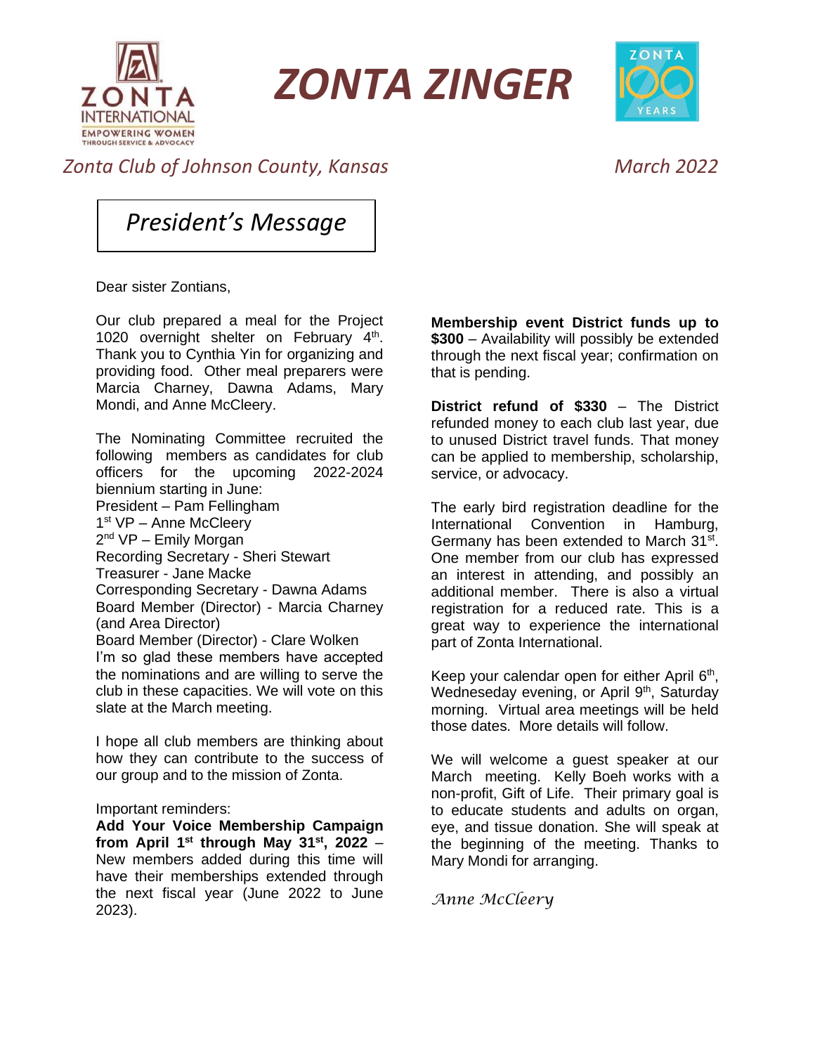# ZONTA ZINGER

*Zonta Club of Johnson County, Kansas* *March 2022*

## *President's Message*

Dear sister Zontians,

Our club prepared a meal for the Project 1020 overnight shelter on February 4th. Thank you to Cynthia Yin for organizing and providing food. Other meal preparers were Marcia Charney, Dawna Adams, Mary Mondi, and Anne McCleery.

The Nominating Committee recruited the following members as candidates for club officers for the upcoming 2022-2024 biennium starting in June:
President – Pam Fellingham
1st VP – Anne McCleery
2nd VP – Emily Morgan
Recording Secretary - Sheri Stewart
Treasurer - Jane Macke
Corresponding Secretary - Dawna Adams
Board Member (Director) - Marcia Charney (and Area Director)
Board Member (Director) - Clare Wolken
I'm so glad these members have accepted the nominations and are willing to serve the club in these capacities. We will vote on this slate at the March meeting.

I hope all club members are thinking about how they can contribute to the success of our group and to the mission of Zonta.

Important reminders:
**Add Your Voice Membership Campaign from April 1st through May 31st, 2022** – New members added during this time will have their memberships extended through the next fiscal year (June 2022 to June 2023).

**Membership event District funds up to $300** – Availability will possibly be extended through the next fiscal year; confirmation on that is pending.

**District refund of $330** – The District refunded money to each club last year, due to unused District travel funds. That money can be applied to membership, scholarship, service, or advocacy.

The early bird registration deadline for the International Convention in Hamburg, Germany has been extended to March 31st. One member from our club has expressed an interest in attending, and possibly an additional member. There is also a virtual registration for a reduced rate. This is a great way to experience the international part of Zonta International.

Keep your calendar open for either April 6th, Wedneseday evening, or April 9th, Saturday morning. Virtual area meetings will be held those dates. More details will follow.

We will welcome a guest speaker at our March meeting. Kelly Boeh works with a non-profit, Gift of Life. Their primary goal is to educate students and adults on organ, eye, and tissue donation. She will speak at the beginning of the meeting. Thanks to Mary Mondi for arranging.

*Anne McCleery*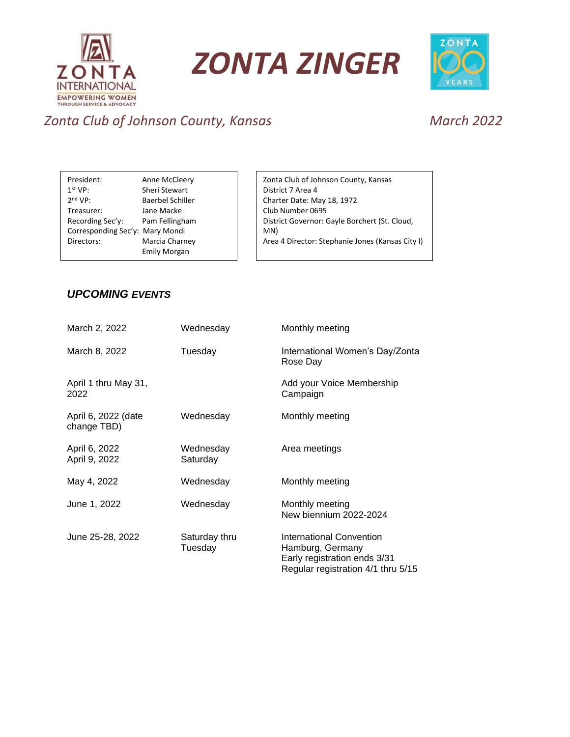# ZONTA ZINGER

*Zonta Club of Johnson County, Kansas* *March 2022*

| | |
|---|---|
| President: | Anne McCleery |
| 1st VP: | Sheri Stewart |
| 2nd VP: | Baerbel Schiller |
| Treasurer: | Jane Macke |
| Recording Sec'y: | Pam Fellingham |
| Corresponding Sec'y: | Mary Mondi |
| Directors: | Marcia Charney |
| | Emily Morgan |

Zonta Club of Johnson County, Kansas
District 7 Area 4
Charter Date: May 18, 1972
Club Number 0695
District Governor: Gayle Borchert (St. Cloud, MN)
Area 4 Director: Stephanie Jones (Kansas City I)

## *UPCOMING EVENTS*

| | | |
|---|---|---|
| March 2, 2022 | Wednesday | Monthly meeting |
| March 8, 2022 | Tuesday | International Women's Day/Zonta Rose Day |
| April 1 thru May 31, 2022 | | Add your Voice Membership Campaign |
| April 6, 2022 (date change TBD) | Wednesday | Monthly meeting |
| April 6, 2022<br>April 9, 2022 | Wednesday<br>Saturday | Area meetings |
| May 4, 2022 | Wednesday | Monthly meeting |
| June 1, 2022 | Wednesday | Monthly meeting<br>New biennium 2022-2024 |
| June 25-28, 2022 | Saturday thru Tuesday | International Convention<br>Hamburg, Germany<br>Early registration ends 3/31<br>Regular registration 4/1 thru 5/15 |